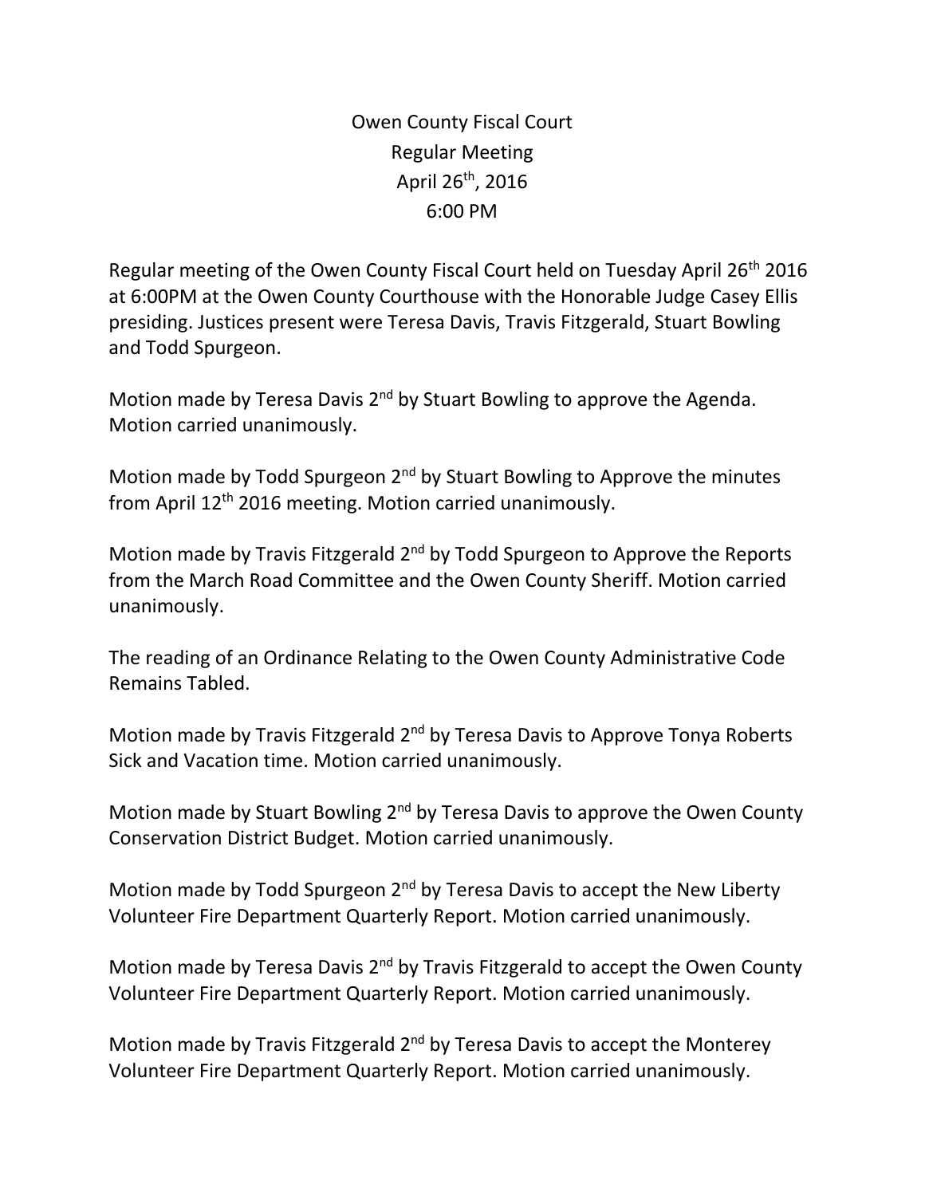# Owen County Fiscal Court
## Regular Meeting
## April 26th, 2016
## 6:00 PM

Regular meeting of the Owen County Fiscal Court held on Tuesday April 26th 2016 at 6:00PM at the Owen County Courthouse with the Honorable Judge Casey Ellis presiding. Justices present were Teresa Davis, Travis Fitzgerald, Stuart Bowling and Todd Spurgeon.

Motion made by Teresa Davis 2nd by Stuart Bowling to approve the Agenda. Motion carried unanimously.

Motion made by Todd Spurgeon 2nd by Stuart Bowling to Approve the minutes from April 12th 2016 meeting. Motion carried unanimously.

Motion made by Travis Fitzgerald 2nd by Todd Spurgeon to Approve the Reports from the March Road Committee and the Owen County Sheriff. Motion carried unanimously.

The reading of an Ordinance Relating to the Owen County Administrative Code Remains Tabled.

Motion made by Travis Fitzgerald 2nd by Teresa Davis to Approve Tonya Roberts Sick and Vacation time. Motion carried unanimously.

Motion made by Stuart Bowling 2nd by Teresa Davis to approve the Owen County Conservation District Budget. Motion carried unanimously.

Motion made by Todd Spurgeon 2nd by Teresa Davis to accept the New Liberty Volunteer Fire Department Quarterly Report. Motion carried unanimously.

Motion made by Teresa Davis 2nd by Travis Fitzgerald to accept the Owen County Volunteer Fire Department Quarterly Report. Motion carried unanimously.

Motion made by Travis Fitzgerald 2nd by Teresa Davis to accept the Monterey Volunteer Fire Department Quarterly Report. Motion carried unanimously.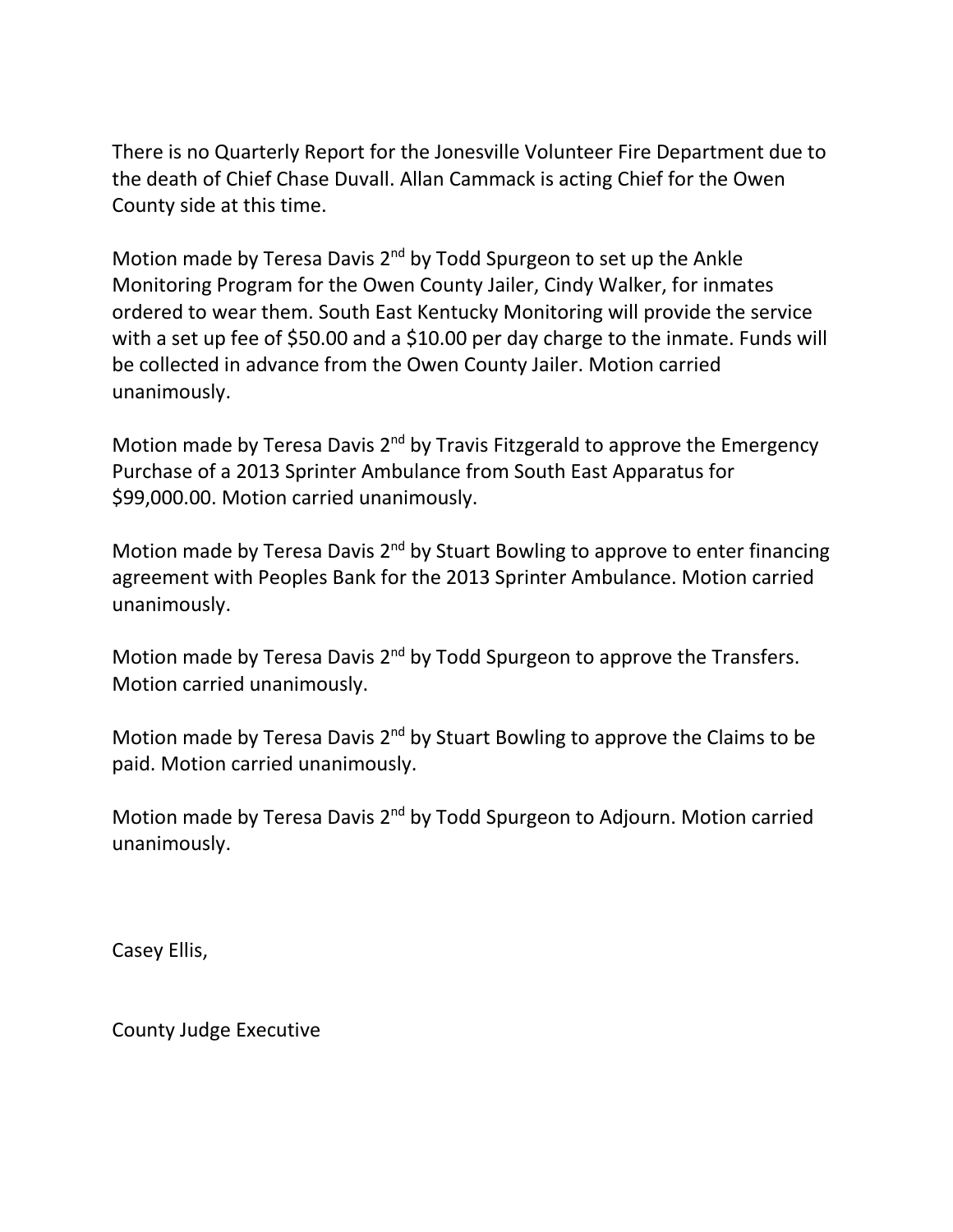There is no Quarterly Report for the Jonesville Volunteer Fire Department due to the death of Chief Chase Duvall. Allan Cammack is acting Chief for the Owen County side at this time.

Motion made by Teresa Davis 2nd by Todd Spurgeon to set up the Ankle Monitoring Program for the Owen County Jailer, Cindy Walker, for inmates ordered to wear them. South East Kentucky Monitoring will provide the service with a set up fee of $50.00 and a $10.00 per day charge to the inmate. Funds will be collected in advance from the Owen County Jailer. Motion carried unanimously.

Motion made by Teresa Davis 2nd by Travis Fitzgerald to approve the Emergency Purchase of a 2013 Sprinter Ambulance from South East Apparatus for $99,000.00. Motion carried unanimously.

Motion made by Teresa Davis 2nd by Stuart Bowling to approve to enter financing agreement with Peoples Bank for the 2013 Sprinter Ambulance. Motion carried unanimously.

Motion made by Teresa Davis 2nd by Todd Spurgeon to approve the Transfers. Motion carried unanimously.

Motion made by Teresa Davis 2nd by Stuart Bowling to approve the Claims to be paid. Motion carried unanimously.

Motion made by Teresa Davis 2nd by Todd Spurgeon to Adjourn. Motion carried unanimously.

Casey Ellis,

County Judge Executive